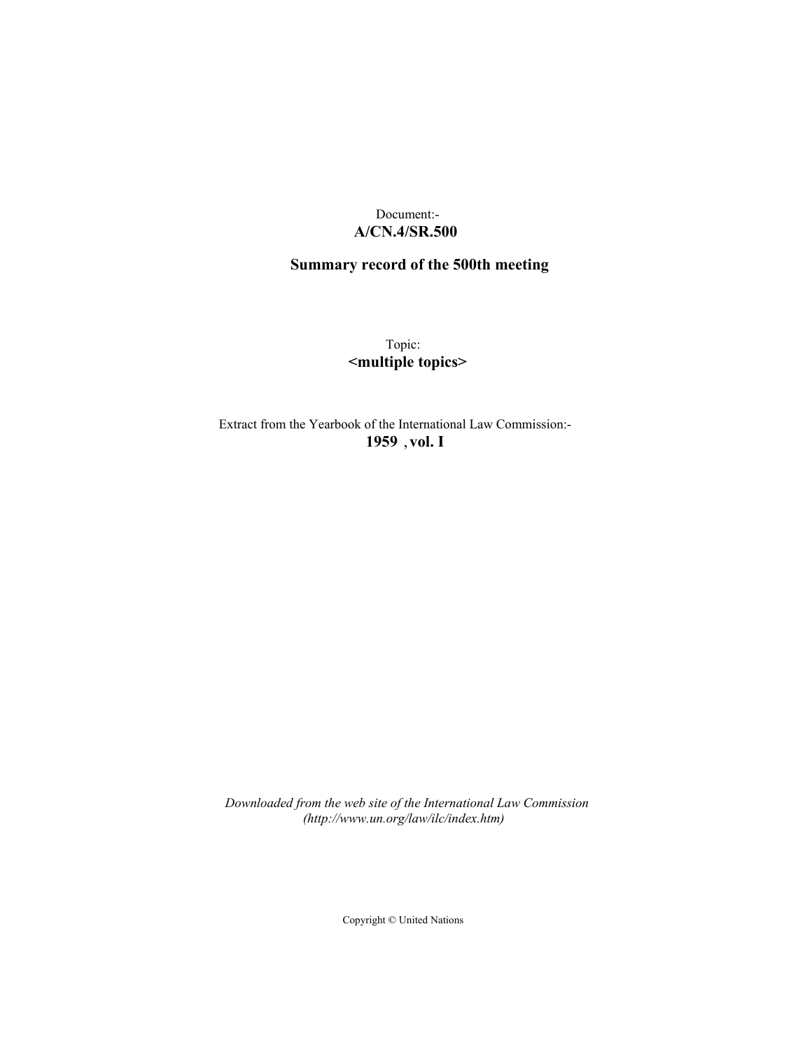Document:-

**A/CN.4/SR.500**

**Summary record of the 500th meeting**

Topic:

**<multiple topics>**

Extract from the Yearbook of the International Law Commission:-

**1959 , vol. I**

*Downloaded from the web site of the International Law Commission (http://www.un.org/law/ilc/index.htm)*

Copyright © United Nations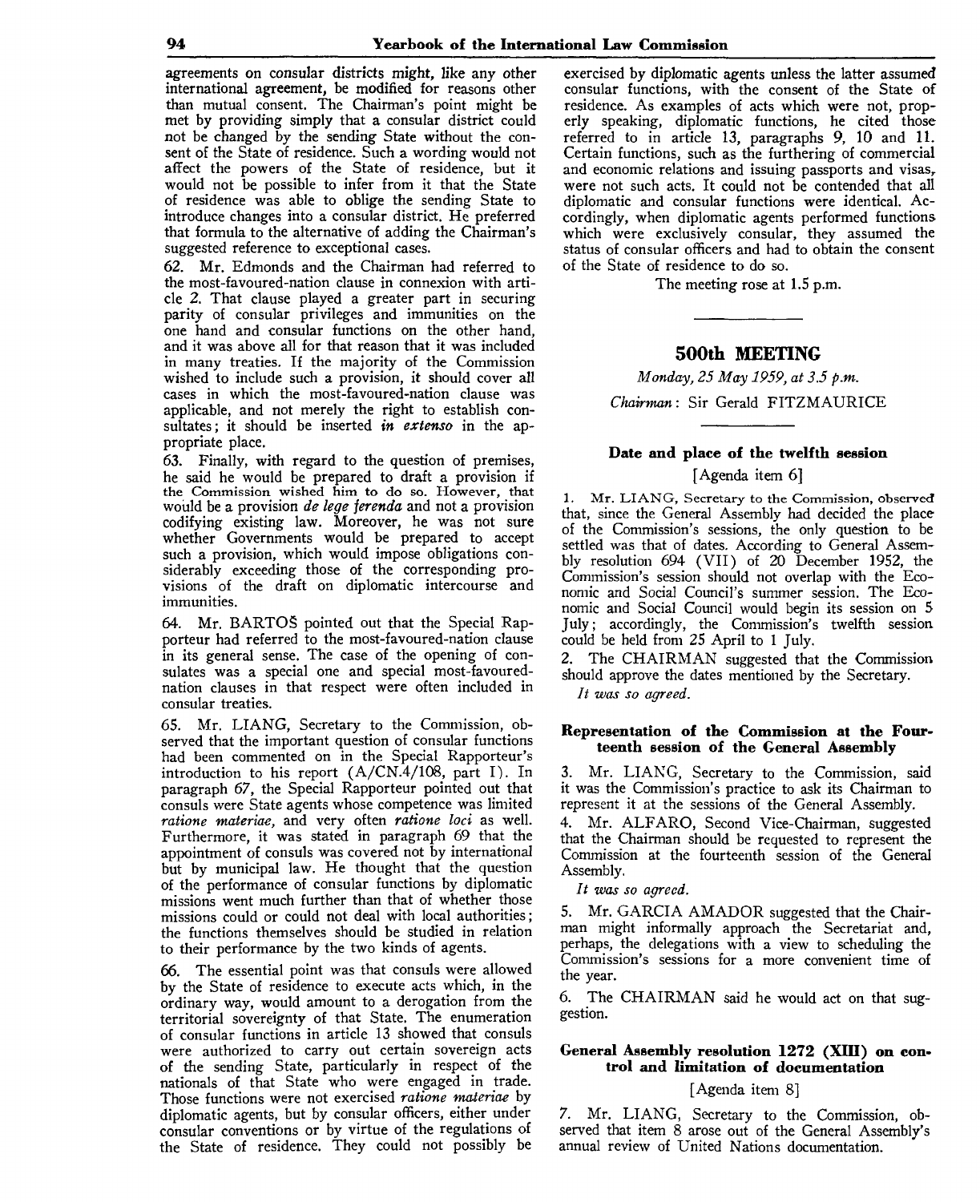agreements on consular districts might, like any other international agreement, be modified for reasons other than mutual consent. The Chairman's point might be met by providing simply that a consular district could not be changed by the sending State without the consent of the State of residence. Such a wording would not affect the powers of the State of residence, but it would not be possible to infer from it that the State of residence was able to oblige the sending State to introduce changes into a consular district. He preferred that formula to the alternative of adding the Chairman's suggested reference to exceptional cases.

62. Mr. Edmonds and the Chairman had referred to the most-favoured-nation clause in connexion with article 2. That clause played a greater part in securing parity of consular privileges and immunities on the one hand and consular functions on the other hand, and it was above all for that reason that it was included in many treaties. If the majority of the Commission wished to include such a provision, it should cover all cases in which the most-favoured-nation clause was applicable, and not merely the right to establish consulates; it should be inserted *in extenso* in the appropriate place.

63. Finally, with regard to the question of premises, he said he would be prepared to draft a provision if the Commission wished him to do so. However, that would be a provision *de lege ferenda* and not a provision codifying existing law. Moreover, he was not sure whether Governments would be prepared to accept such a provision, which would impose obligations considerably exceeding those of the corresponding provisions of the draft on diplomatic intercourse and immunities.

64. Mr. BARTOŠ pointed out that the Special Rapporteur had referred to the most-favoured-nation clause in its general sense. The case of the opening of consulates was a special one and special most-favoured-nation clauses in that respect were often included in consular treaties.

65. Mr. LIANG, Secretary to the Commission, observed that the important question of consular functions had been commented on in the Special Rapporteur's introduction to his report (A/CN.4/108, part I). In paragraph 67, the Special Rapporteur pointed out that consuls were State agents whose competence was limited *ratione materiae*, and very often *ratione loci* as well. Furthermore, it was stated in paragraph 69 that the appointment of consuls was covered not by international but by municipal law. He thought that the question of the performance of consular functions by diplomatic missions went much further than that of whether those missions could or could not deal with local authorities; the functions themselves should be studied in relation to their performance by the two kinds of agents.

66. The essential point was that consuls were allowed by the State of residence to execute acts which, in the ordinary way, would amount to a derogation from the territorial sovereignty of that State. The enumeration of consular functions in article 13 showed that consuls were authorized to carry out certain sovereign acts of the sending State, particularly in respect of the nationals of that State who were engaged in trade. Those functions were not exercised *ratione materiae* by diplomatic agents, but by consular officers, either under consular conventions or by virtue of the regulations of the State of residence. They could not possibly be exercised by diplomatic agents unless the latter assumed consular functions, with the consent of the State of residence. As examples of acts which were not, properly speaking, diplomatic functions, he cited those referred to in article 13, paragraphs 9, 10 and 11. Certain functions, such as the furthering of commercial and economic relations and issuing passports and visas, were not such acts. It could not be contended that all diplomatic and consular functions were identical. Accordingly, when diplomatic agents performed functions which were exclusively consular, they assumed the status of consular officers and had to obtain the consent of the State of residence to do so.

The meeting rose at 1.5 p.m.

## 500th MEETING

*Monday, 25 May 1959, at 3.5 p.m.*

*Chairman*: Sir Gerald FITZMAURICE

### Date and place of the twelfth session

[Agenda item 6]

1. Mr. LIANG, Secretary to the Commission, observed that, since the General Assembly had decided the place of the Commission's sessions, the only question to be settled was that of dates. According to General Assembly resolution 694 (VII) of 20 December 1952, the Commission's session should not overlap with the Economic and Social Council's summer session. The Economic and Social Council would begin its session on 5 July; accordingly, the Commission's twelfth session could be held from 25 April to 1 July.

2. The CHAIRMAN suggested that the Commission should approve the dates mentioned by the Secretary.

*It was so agreed.*

### Representation of the Commission at the Fourteenth session of the General Assembly

3. Mr. LIANG, Secretary to the Commission, said it was the Commission's practice to ask its Chairman to represent it at the sessions of the General Assembly.

4. Mr. ALFARO, Second Vice-Chairman, suggested that the Chairman should be requested to represent the Commission at the fourteenth session of the General Assembly.

*It was so agreed.*

5. Mr. GARCIA AMADOR suggested that the Chairman might informally approach the Secretariat and, perhaps, the delegations with a view to scheduling the Commission's sessions for a more convenient time of the year.

6. The CHAIRMAN said he would act on that suggestion.

### General Assembly resolution 1272 (XIII) on control and limitation of documentation

[Agenda item 8]

7. Mr. LIANG, Secretary to the Commission, observed that item 8 arose out of the General Assembly's annual review of United Nations documentation.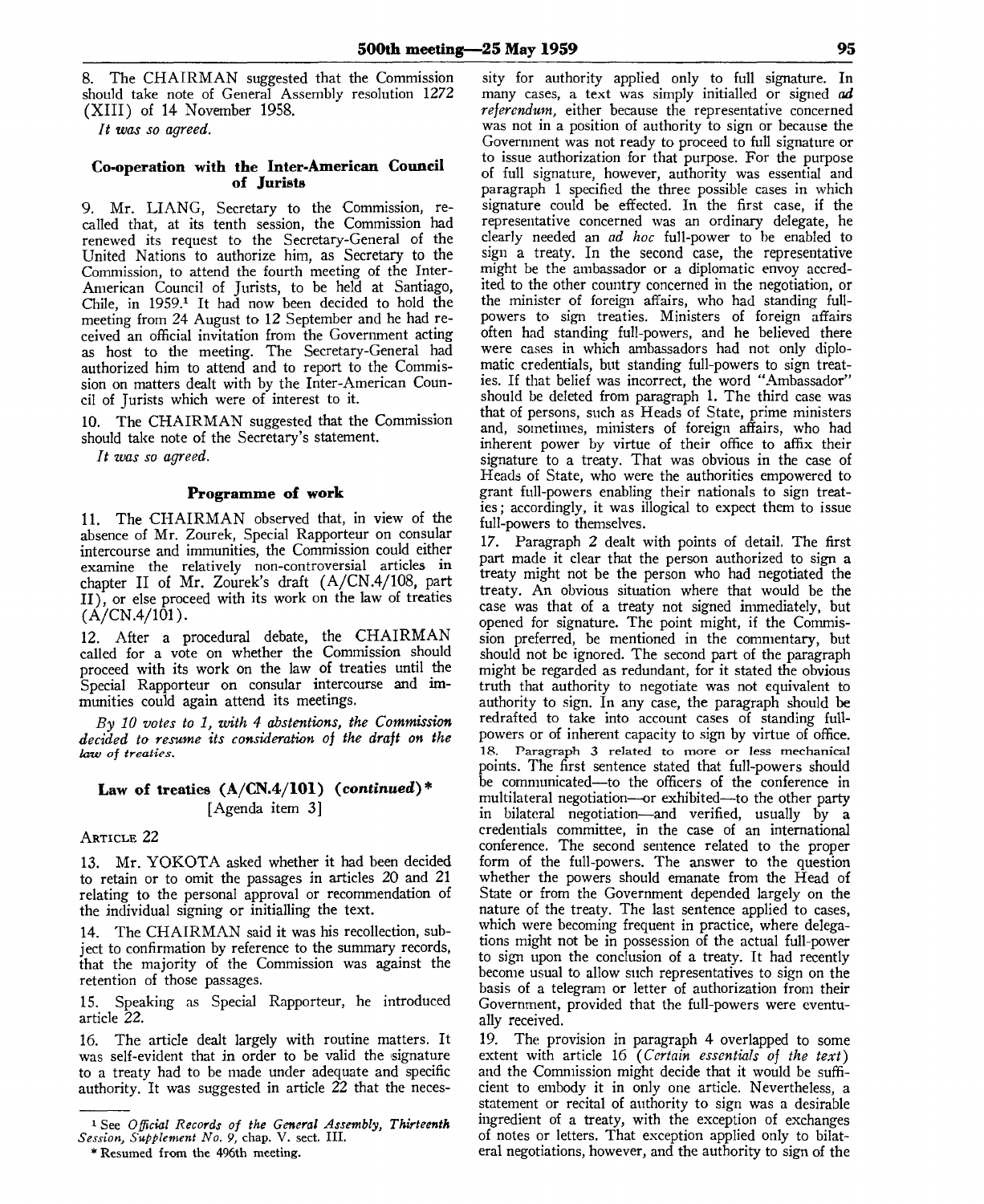8. The CHAIRMAN suggested that the Commission should take note of General Assembly resolution 1272 (XIII) of 14 November 1958.

*It was so agreed.*

### Co-operation with the Inter-American Council of Jurists

9. Mr. LIANG, Secretary to the Commission, recalled that, at its tenth session, the Commission had renewed its request to the Secretary-General of the United Nations to authorize him, as Secretary to the Commission, to attend the fourth meeting of the Inter-American Council of Jurists, to be held at Santiago, Chile, in 1959.[1] It had now been decided to hold the meeting from 24 August to 12 September and he had received an official invitation from the Government acting as host to the meeting. The Secretary-General had authorized him to attend and to report to the Commission on matters dealt with by the Inter-American Council of Jurists which were of interest to it.

10. The CHAIRMAN suggested that the Commission should take note of the Secretary's statement.

*It was so agreed.*

### Programme of work

11. The CHAIRMAN observed that, in view of the absence of Mr. Zourek, Special Rapporteur on consular intercourse and immunities, the Commission could either examine the relatively non-controversial articles in chapter II of Mr. Zourek's draft (A/CN.4/108, part II), or else proceed with its work on the law of treaties (A/CN.4/101).

12. After a procedural debate, the CHAIRMAN called for a vote on whether the Commission should proceed with its work on the law of treaties until the Special Rapporteur on consular intercourse and immunities could again attend its meetings.

*By 10 votes to 1, with 4 abstentions, the Commission decided to resume its consideration of the draft on the law of treaties.*

### Law of treaties (A/CN.4/101) (*continued*)*

[Agenda item 3]

ARTICLE 22

13. Mr. YOKOTA asked whether it had been decided to retain or to omit the passages in articles 20 and 21 relating to the personal approval or recommendation of the individual signing or initialling the text.

14. The CHAIRMAN said it was his recollection, subject to confirmation by reference to the summary records, that the majority of the Commission was against the retention of those passages.

15. Speaking as Special Rapporteur, he introduced article 22.

16. The article dealt largely with routine matters. It was self-evident that in order to be valid the signature to a treaty had to be made under adequate and specific authority. It was suggested in article 22 that the necessity for authority applied only to full signature. In many cases, a text was simply initialled or signed *ad referendum*, either because the representative concerned was not in a position of authority to sign or because the Government was not ready to proceed to full signature or to issue authorization for that purpose. For the purpose of full signature, however, authority was essential and paragraph 1 specified the three possible cases in which signature could be effected. In the first case, if the representative concerned was an ordinary delegate, he clearly needed an *ad hoc* full-power to be enabled to sign a treaty. In the second case, the representative might be the ambassador or a diplomatic envoy accredited to the other country concerned in the negotiation, or the minister of foreign affairs, who had standing full-powers to sign treaties. Ministers of foreign affairs often had standing full-powers, and he believed there were cases in which ambassadors had not only diplomatic credentials, but standing full-powers to sign treaties. If that belief was incorrect, the word "Ambassador" should be deleted from paragraph 1. The third case was that of persons, such as Heads of State, prime ministers and, sometimes, ministers of foreign affairs, who had inherent power by virtue of their office to affix their signature to a treaty. That was obvious in the case of Heads of State, who were the authorities empowered to grant full-powers enabling their nationals to sign treaties; accordingly, it was illogical to expect them to issue full-powers to themselves.

17. Paragraph 2 dealt with points of detail. The first part made it clear that the person authorized to sign a treaty might not be the person who had negotiated the treaty. An obvious situation where that would be the case was that of a treaty not signed immediately, but opened for signature. The point might, if the Commission preferred, be mentioned in the commentary, but should not be ignored. The second part of the paragraph might be regarded as redundant, for it stated the obvious truth that authority to negotiate was not equivalent to authority to sign. In any case, the paragraph should be redrafted to take into account cases of standing full-powers or of inherent capacity to sign by virtue of office.

18. Paragraph 3 related to more or less mechanical points. The first sentence stated that full-powers should be communicated—to the officers of the conference in multilateral negotiation—or exhibited—to the other party in bilateral negotiation—and verified, usually by a credentials committee, in the case of an international conference. The second sentence related to the proper form of the full-powers. The answer to the question whether the powers should emanate from the Head of State or from the Government depended largely on the nature of the treaty. The last sentence applied to cases, which were becoming frequent in practice, where delegations might not be in possession of the actual full-power to sign upon the conclusion of a treaty. It had recently become usual to allow such representatives to sign on the basis of a telegram or letter of authorization from their Government, provided that the full-powers were eventually received.

19. The provision in paragraph 4 overlapped to some extent with article 16 (*Certain essentials of the text*) and the Commission might decide that it would be sufficient to embody it in only one article. Nevertheless, a statement or recital of authority to sign was a desirable ingredient of a treaty, with the exception of exchanges of notes or letters. That exception applied only to bilateral negotiations, however, and the authority to sign of the

[1] See *Official Records of the General Assembly, Thirteenth Session, Supplement No. 9*, chap. V. sect. III.

\* Resumed from the 496th meeting.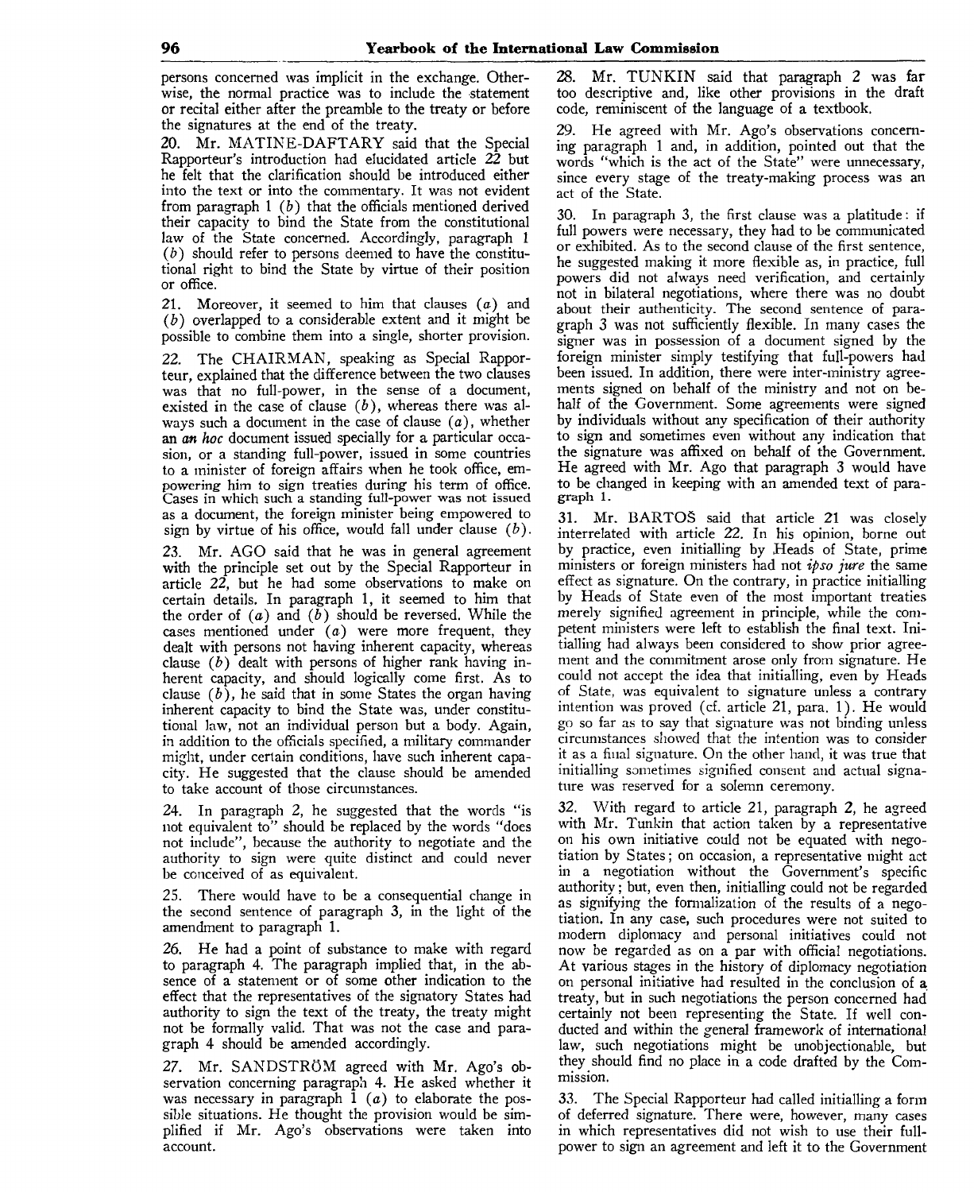persons concerned was implicit in the exchange. Otherwise, the normal practice was to include the statement or recital either after the preamble to the treaty or before the signatures at the end of the treaty.

20. Mr. MATINE-DAFTARY said that the Special Rapporteur's introduction had elucidated article 22 but he felt that the clarification should be introduced either into the text or into the commentary. It was not evident from paragraph 1 (*b*) that the officials mentioned derived their capacity to bind the State from the constitutional law of the State concerned. Accordingly, paragraph 1 (*b*) should refer to persons deemed to have the constitutional right to bind the State by virtue of their position or office.

21. Moreover, it seemed to him that clauses (*a*) and (*b*) overlapped to a considerable extent and it might be possible to combine them into a single, shorter provision.

22. The CHAIRMAN, speaking as Special Rapporteur, explained that the difference between the two clauses was that no full-power, in the sense of a document, existed in the case of clause (*b*), whereas there was always such a document in the case of clause (*a*), whether an *an hoc* document issued specially for a particular occasion, or a standing full-power, issued in some countries to a minister of foreign affairs when he took office, empowering him to sign treaties during his term of office. Cases in which such a standing full-power was not issued as a document, the foreign minister being empowered to sign by virtue of his office, would fall under clause (*b*).

23. Mr. AGO said that he was in general agreement with the principle set out by the Special Rapporteur in article 22, but he had some observations to make on certain details. In paragraph 1, it seemed to him that the order of (*a*) and (*b*) should be reversed. While the cases mentioned under (*a*) were more frequent, they dealt with persons not having inherent capacity, whereas clause (*b*) dealt with persons of higher rank having inherent capacity, and should logically come first. As to clause (*b*), he said that in some States the organ having inherent capacity to bind the State was, under constitutional law, not an individual person but a body. Again, in addition to the officials specified, a military commander might, under certain conditions, have such inherent capacity. He suggested that the clause should be amended to take account of those circumstances.

24. In paragraph 2, he suggested that the words "is not equivalent to" should be replaced by the words "does not include", because the authority to negotiate and the authority to sign were quite distinct and could never be conceived of as equivalent.

25. There would have to be a consequential change in the second sentence of paragraph 3, in the light of the amendment to paragraph 1.

26. He had a point of substance to make with regard to paragraph 4. The paragraph implied that, in the absence of a statement or of some other indication to the effect that the representatives of the signatory States had authority to sign the text of the treaty, the treaty might not be formally valid. That was not the case and paragraph 4 should be amended accordingly.

27. Mr. SANDSTRÖM agreed with Mr. Ago's observation concerning paragraph 4. He asked whether it was necessary in paragraph 1 (*a*) to elaborate the possible situations. He thought the provision would be simplified if Mr. Ago's observations were taken into account.

28. Mr. TUNKIN said that paragraph 2 was far too descriptive and, like other provisions in the draft code, reminiscent of the language of a textbook.

29. He agreed with Mr. Ago's observations concerning paragraph 1 and, in addition, pointed out that the words "which is the act of the State" were unnecessary, since every stage of the treaty-making process was an act of the State.

30. In paragraph 3, the first clause was a platitude: if full powers were necessary, they had to be communicated or exhibited. As to the second clause of the first sentence, he suggested making it more flexible as, in practice, full powers did not always need verification, and certainly not in bilateral negotiations, where there was no doubt about their authenticity. The second sentence of paragraph 3 was not sufficiently flexible. In many cases the signer was in possession of a document signed by the foreign minister simply testifying that full-powers had been issued. In addition, there were inter-ministry agreements signed on behalf of the ministry and not on behalf of the Government. Some agreements were signed by individuals without any specification of their authority to sign and sometimes even without any indication that the signature was affixed on behalf of the Government. He agreed with Mr. Ago that paragraph 3 would have to be changed in keeping with an amended text of paragraph 1.

31. Mr. BARTOŠ said that article 21 was closely interrelated with article 22. In his opinion, borne out by practice, even initialling by Heads of State, prime ministers or foreign ministers had not *ipso jure* the same effect as signature. On the contrary, in practice initialling by Heads of State even of the most important treaties merely signified agreement in principle, while the competent ministers were left to establish the final text. Initialling had always been considered to show prior agreement and the commitment arose only from signature. He could not accept the idea that initialling, even by Heads of State, was equivalent to signature unless a contrary intention was proved (cf. article 21, para. 1). He would go so far as to say that signature was not binding unless circumstances showed that the intention was to consider it as a final signature. On the other hand, it was true that initialling sometimes signified consent and actual signature was reserved for a solemn ceremony.

32. With regard to article 21, paragraph 2, he agreed with Mr. Tunkin that action taken by a representative on his own initiative could not be equated with negotiation by States; on occasion, a representative might act in a negotiation without the Government's specific authority; but, even then, initialling could not be regarded as signifying the formalization of the results of a negotiation. In any case, such procedures were not suited to modern diplomacy and personal initiatives could not now be regarded as on a par with official negotiations. At various stages in the history of diplomacy negotiation on personal initiative had resulted in the conclusion of a treaty, but in such negotiations the person concerned had certainly not been representing the State. If well conducted and within the general framework of international law, such negotiations might be unobjectionable, but they should find no place in a code drafted by the Commission.

33. The Special Rapporteur had called initialling a form of deferred signature. There were, however, many cases in which representatives did not wish to use their full-power to sign an agreement and left it to the Government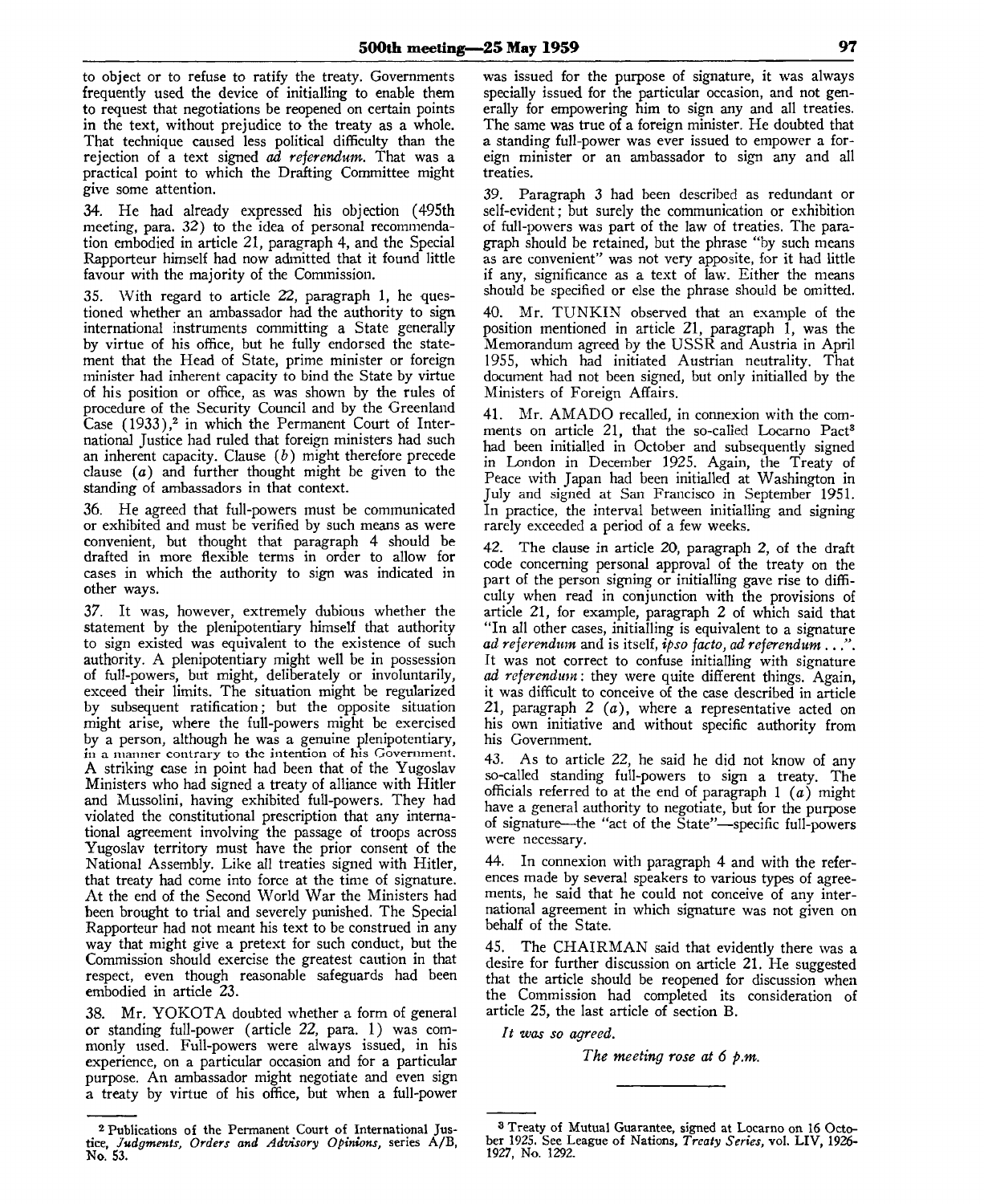to object or to refuse to ratify the treaty. Governments frequently used the device of initialling to enable them to request that negotiations be reopened on certain points in the text, without prejudice to the treaty as a whole. That technique caused less political difficulty than the rejection of a text signed *ad referendum.* That was a practical point to which the Drafting Committee might give some attention.

34. He had already expressed his objection (495th meeting, para. 32) to the idea of personal recommendation embodied in article 21, paragraph 4, and the Special Rapporteur himself had now admitted that it found little favour with the majority of the Commission.

35. With regard to article 22, paragraph 1, he questioned whether an ambassador had the authority to sign international instruments committing a State generally by virtue of his office, but he fully endorsed the statement that the Head of State, prime minister or foreign minister had inherent capacity to bind the State by virtue of his position or office, as was shown by the rules of procedure of the Security Council and by the Greenland Case (1933),[2] in which the Permanent Court of International Justice had ruled that foreign ministers had such an inherent capacity. Clause (*b*) might therefore precede clause (*a*) and further thought might be given to the standing of ambassadors in that context.

36. He agreed that full-powers must be communicated or exhibited and must be verified by such means as were convenient, but thought that paragraph 4 should be drafted in more flexible terms in order to allow for cases in which the authority to sign was indicated in other ways.

37. It was, however, extremely dubious whether the statement by the plenipotentiary himself that authority to sign existed was equivalent to the existence of such authority. A plenipotentiary might well be in possession of full-powers, but might, deliberately or involuntarily, exceed their limits. The situation might be regularized by subsequent ratification; but the opposite situation might arise, where the full-powers might be exercised by a person, although he was a genuine plenipotentiary, in a manner contrary to the intention of his Government. A striking case in point had been that of the Yugoslav Ministers who had signed a treaty of alliance with Hitler and Mussolini, having exhibited full-powers. They had violated the constitutional prescription that any international agreement involving the passage of troops across Yugoslav territory must have the prior consent of the National Assembly. Like all treaties signed with Hitler, that treaty had come into force at the time of signature. At the end of the Second World War the Ministers had been brought to trial and severely punished. The Special Rapporteur had not meant his text to be construed in any way that might give a pretext for such conduct, but the Commission should exercise the greatest caution in that respect, even though reasonable safeguards had been embodied in article 23.

38. Mr. YOKOTA doubted whether a form of general or standing full-power (article 22, para. 1) was commonly used. Full-powers were always issued, in his experience, on a particular occasion and for a particular purpose. An ambassador might negotiate and even sign a treaty by virtue of his office, but when a full-power was issued for the purpose of signature, it was always specially issued for the particular occasion, and not generally for empowering him to sign any and all treaties. The same was true of a foreign minister. He doubted that a standing full-power was ever issued to empower a foreign minister or an ambassador to sign any and all treaties.

39. Paragraph 3 had been described as redundant or self-evident; but surely the communication or exhibition of full-powers was part of the law of treaties. The paragraph should be retained, but the phrase "by such means as are convenient" was not very apposite, for it had little if any, significance as a text of law. Either the means should be specified or else the phrase should be omitted.

40. Mr. TUNKIN observed that an example of the position mentioned in article 21, paragraph 1, was the Memorandum agreed by the USSR and Austria in April 1955, which had initiated Austrian neutrality. That document had not been signed, but only initialled by the Ministers of Foreign Affairs.

41. Mr. AMADO recalled, in connexion with the comments on article 21, that the so-called Locarno Pact[3] had been initialled in October and subsequently signed in London in December 1925. Again, the Treaty of Peace with Japan had been initialled at Washington in July and signed at San Francisco in September 1951. In practice, the interval between initialling and signing rarely exceeded a period of a few weeks.

42. The clause in article 20, paragraph 2, of the draft code concerning personal approval of the treaty on the part of the person signing or initialling gave rise to difficulty when read in conjunction with the provisions of article 21, for example, paragraph 2 of which said that "In all other cases, initialling is equivalent to a signature *ad referendum* and is itself, *ipso facto, ad referendum* . . .". It was not correct to confuse initialling with signature *ad referendum*: they were quite different things. Again, it was difficult to conceive of the case described in article 21, paragraph 2 (*a*), where a representative acted on his own initiative and without specific authority from his Government.

43. As to article 22, he said he did not know of any so-called standing full-powers to sign a treaty. The officials referred to at the end of paragraph 1 (*a*) might have a general authority to negotiate, but for the purpose of signature—the "act of the State"—specific full-powers were necessary.

44. In connexion with paragraph 4 and with the references made by several speakers to various types of agreements, he said that he could not conceive of any international agreement in which signature was not given on behalf of the State.

45. The CHAIRMAN said that evidently there was a desire for further discussion on article 21. He suggested that the article should be reopened for discussion when the Commission had completed its consideration of article 25, the last article of section B.

*It was so agreed.*

*The meeting rose at 6 p.m.*

---

[2] Publications of the Permanent Court of International Justice, *Judgments, Orders and Advisory Opinions*, series A/B, No. 53.

[3] Treaty of Mutual Guarantee, signed at Locarno on 16 October 1925. See League of Nations, *Treaty Series*, vol. LIV, 1926-1927, No. 1292.